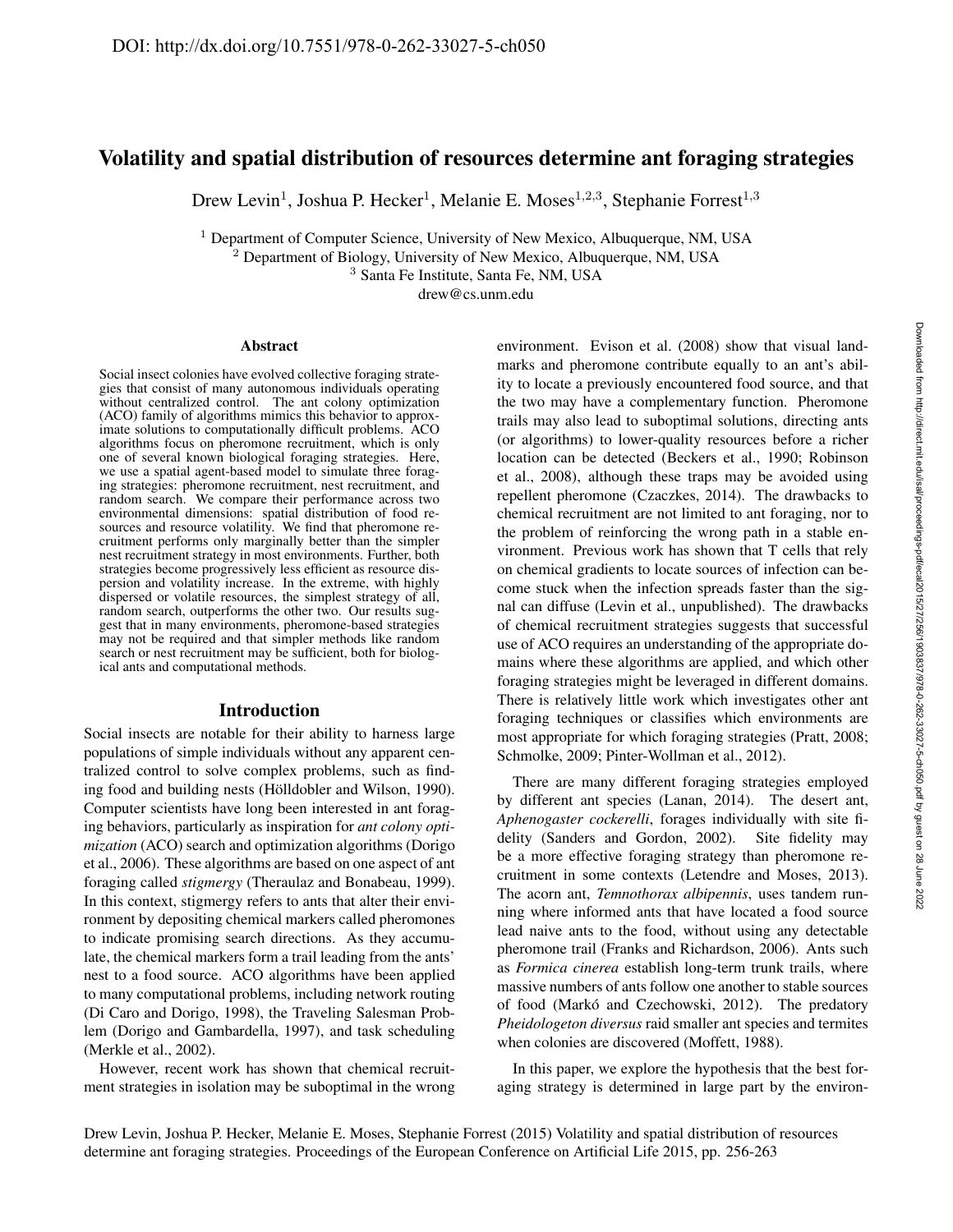# Volatility and spatial distribution of resources determine ant foraging strategies

Drew Levin[1], Joshua P. Hecker[1], Melanie E. Moses[1,2,3], Stephanie Forrest[1,3]

[1] Department of Computer Science, University of New Mexico, Albuquerque, NM, USA
[2] Department of Biology, University of New Mexico, Albuquerque, NM, USA
[3] Santa Fe Institute, Santa Fe, NM, USA
drew@cs.unm.edu

## Abstract

Social insect colonies have evolved collective foraging strategies that consist of many autonomous individuals operating without centralized control. The ant colony optimization (ACO) family of algorithms mimics this behavior to approximate solutions to computationally difficult problems. ACO algorithms focus on pheromone recruitment, which is only one of several known biological foraging strategies. Here, we use a spatial agent-based model to simulate three foraging strategies: pheromone recruitment, nest recruitment, and random search. We compare their performance across two environmental dimensions: spatial distribution of food resources and resource volatility. We find that pheromone recruitment performs only marginally better than the simpler nest recruitment strategy in most environments. Further, both strategies become progressively less efficient as resource dispersion and volatility increase. In the extreme, with highly dispersed or volatile resources, the simplest strategy of all, random search, outperforms the other two. Our results suggest that in many environments, pheromone-based strategies may not be required and that simpler methods like random search or nest recruitment may be sufficient, both for biological ants and computational methods.

## Introduction

Social insects are notable for their ability to harness large populations of simple individuals without any apparent centralized control to solve complex problems, such as finding food and building nests (Hölldobler and Wilson, 1990). Computer scientists have long been interested in ant foraging behaviors, particularly as inspiration for *ant colony optimization* (ACO) search and optimization algorithms (Dorigo et al., 2006). These algorithms are based on one aspect of ant foraging called *stigmergy* (Theraulaz and Bonabeau, 1999). In this context, stigmergy refers to ants that alter their environment by depositing chemical markers called pheromones to indicate promising search directions. As they accumulate, the chemical markers form a trail leading from the ants' nest to a food source. ACO algorithms have been applied to many computational problems, including network routing (Di Caro and Dorigo, 1998), the Traveling Salesman Problem (Dorigo and Gambardella, 1997), and task scheduling (Merkle et al., 2002).

However, recent work has shown that chemical recruitment strategies in isolation may be suboptimal in the wrong environment. Evison et al. (2008) show that visual landmarks and pheromone contribute equally to an ant's ability to locate a previously encountered food source, and that the two may have a complementary function. Pheromone trails may also lead to suboptimal solutions, directing ants (or algorithms) to lower-quality resources before a richer location can be detected (Beckers et al., 1990; Robinson et al., 2008), although these traps may be avoided using repellent pheromone (Czaczkes, 2014). The drawbacks to chemical recruitment are not limited to ant foraging, nor to the problem of reinforcing the wrong path in a stable environment. Previous work has shown that T cells that rely on chemical gradients to locate sources of infection can become stuck when the infection spreads faster than the signal can diffuse (Levin et al., unpublished). The drawbacks of chemical recruitment strategies suggests that successful use of ACO requires an understanding of the appropriate domains where these algorithms are applied, and which other foraging strategies might be leveraged in different domains. There is relatively little work which investigates other ant foraging techniques or classifies which environments are most appropriate for which foraging strategies (Pratt, 2008; Schmolke, 2009; Pinter-Wollman et al., 2012).

There are many different foraging strategies employed by different ant species (Lanan, 2014). The desert ant, *Aphenogaster cockerelli*, forages individually with site fidelity (Sanders and Gordon, 2002). Site fidelity may be a more effective foraging strategy than pheromone recruitment in some contexts (Letendre and Moses, 2013). The acorn ant, *Temnothorax albipennis*, uses tandem running where informed ants that have located a food source lead naive ants to the food, without using any detectable pheromone trail (Franks and Richardson, 2006). Ants such as *Formica cinerea* establish long-term trunk trails, where massive numbers of ants follow one another to stable sources of food (Markó and Czechowski, 2012). The predatory *Pheidologeton diversus* raid smaller ant species and termites when colonies are discovered (Moffett, 1988).

In this paper, we explore the hypothesis that the best foraging strategy is determined in large part by the environ-

Drew Levin, Joshua P. Hecker, Melanie E. Moses, Stephanie Forrest (2015) Volatility and spatial distribution of resources determine ant foraging strategies. Proceedings of the European Conference on Artificial Life 2015, pp. 256-263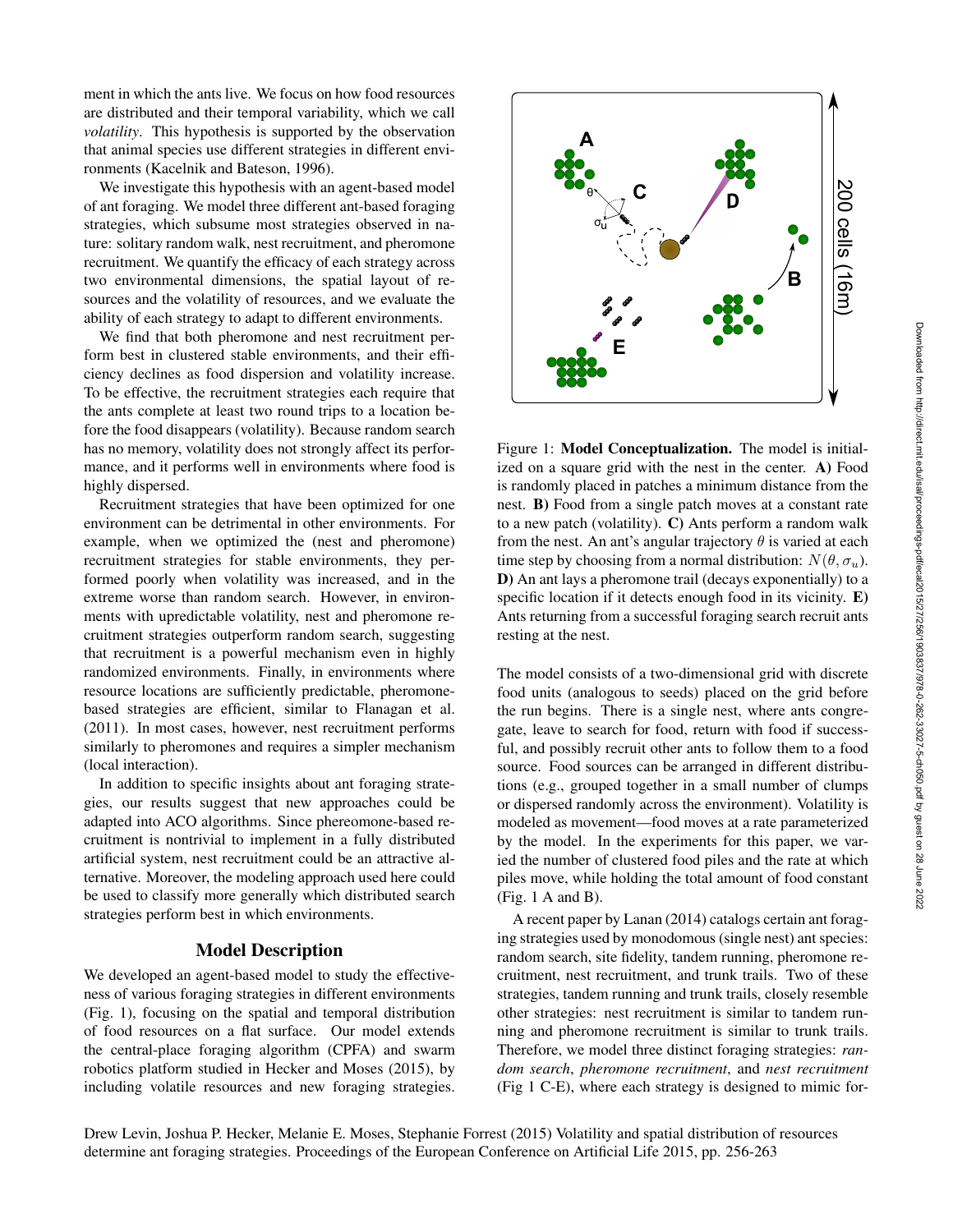ment in which the ants live. We focus on how food resources are distributed and their temporal variability, which we call *volatility*. This hypothesis is supported by the observation that animal species use different strategies in different environments (Kacelnik and Bateson, 1996).

We investigate this hypothesis with an agent-based model of ant foraging. We model three different ant-based foraging strategies, which subsume most strategies observed in nature: solitary random walk, nest recruitment, and pheromone recruitment. We quantify the efficacy of each strategy across two environmental dimensions, the spatial layout of resources and the volatility of resources, and we evaluate the ability of each strategy to adapt to different environments.

We find that both pheromone and nest recruitment perform best in clustered stable environments, and their efficiency declines as food dispersion and volatility increase. To be effective, the recruitment strategies each require that the ants complete at least two round trips to a location before the food disappears (volatility). Because random search has no memory, volatility does not strongly affect its performance, and it performs well in environments where food is highly dispersed.

Recruitment strategies that have been optimized for one environment can be detrimental in other environments. For example, when we optimized the (nest and pheromone) recruitment strategies for stable environments, they performed poorly when volatility was increased, and in the extreme worse than random search. However, in environments with upredictable volatility, nest and pheromone recruitment strategies outperform random search, suggesting that recruitment is a powerful mechanism even in highly randomized environments. Finally, in environments where resource locations are sufficiently predictable, pheromone-based strategies are efficient, similar to Flanagan et al. (2011). In most cases, however, nest recruitment performs similarly to pheromones and requires a simpler mechanism (local interaction).

In addition to specific insights about ant foraging strategies, our results suggest that new approaches could be adapted into ACO algorithms. Since phereomone-based recruitment is nontrivial to implement in a fully distributed artificial system, nest recruitment could be an attractive alternative. Moreover, the modeling approach used here could be used to classify more generally which distributed search strategies perform best in which environments.

## Model Description

We developed an agent-based model to study the effectiveness of various foraging strategies in different environments (Fig. 1), focusing on the spatial and temporal distribution of food resources on a flat surface. Our model extends the central-place foraging algorithm (CPFA) and swarm robotics platform studied in Hecker and Moses (2015), by including volatile resources and new foraging strategies.

Figure 1: **Model Conceptualization.** The model is initialized on a square grid with the nest in the center. **A)** Food is randomly placed in patches a minimum distance from the nest. **B)** Food from a single patch moves at a constant rate to a new patch (volatility). **C)** Ants perform a random walk from the nest. An ant's angular trajectory $\theta$ is varied at each time step by choosing from a normal distribution: $N(\theta, \sigma_u)$. **D)** An ant lays a pheromone trail (decays exponentially) to a specific location if it detects enough food in its vicinity. **E)** Ants returning from a successful foraging search recruit ants resting at the nest.

The model consists of a two-dimensional grid with discrete food units (analogous to seeds) placed on the grid before the run begins. There is a single nest, where ants congregate, leave to search for food, return with food if successful, and possibly recruit other ants to follow them to a food source. Food sources can be arranged in different distributions (e.g., grouped together in a small number of clumps or dispersed randomly across the environment). Volatility is modeled as movement—food moves at a rate parameterized by the model. In the experiments for this paper, we varied the number of clustered food piles and the rate at which piles move, while holding the total amount of food constant (Fig. 1 A and B).

A recent paper by Lanan (2014) catalogs certain ant foraging strategies used by monodomous (single nest) ant species: random search, site fidelity, tandem running, pheromone recruitment, nest recruitment, and trunk trails. Two of these strategies, tandem running and trunk trails, closely resemble other strategies: nest recruitment is similar to tandem running and pheromone recruitment is similar to trunk trails. Therefore, we model three distinct foraging strategies: *random search*, *pheromone recruitment*, and *nest recruitment* (Fig 1 C-E), where each strategy is designed to mimic for-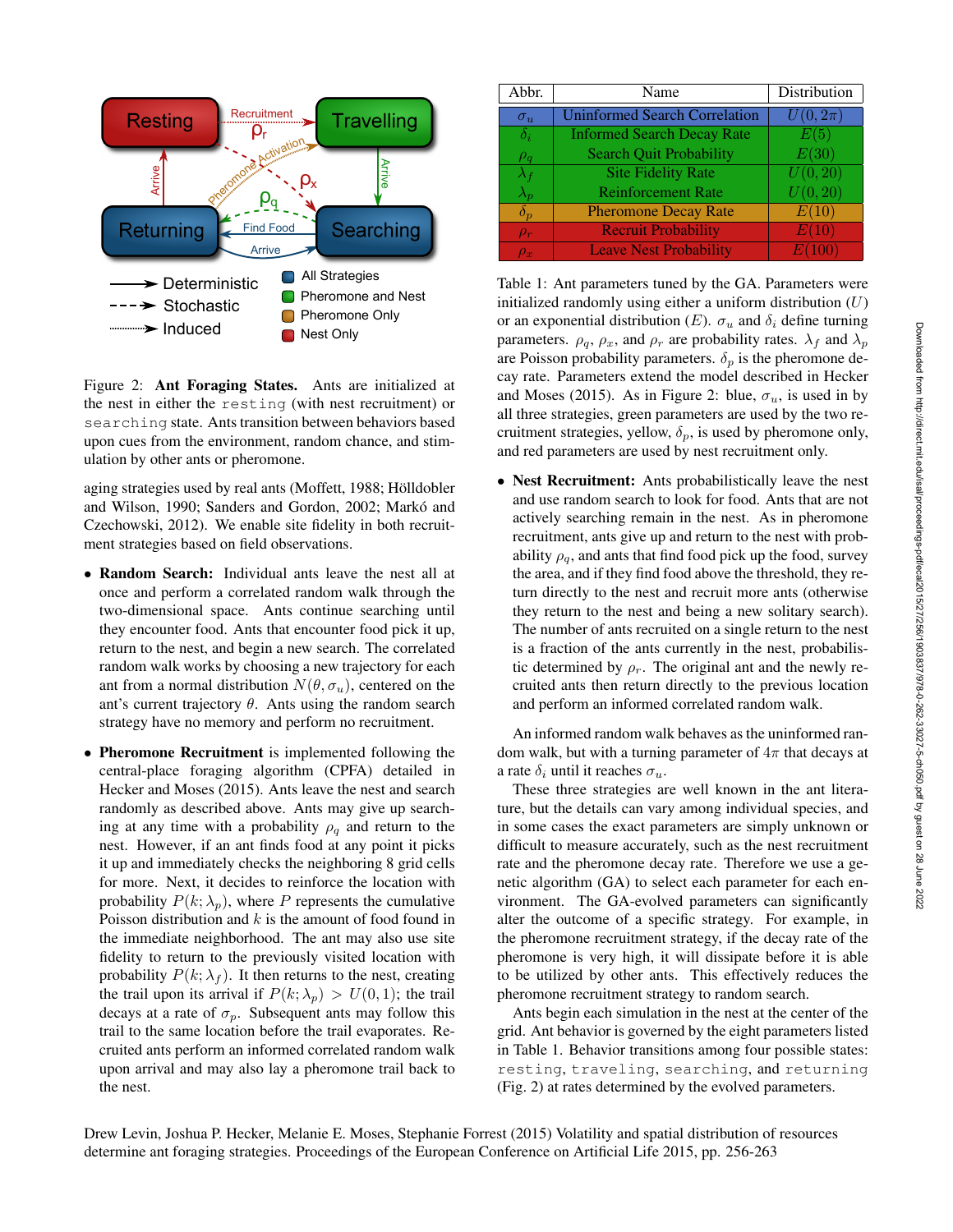Figure 2: **Ant Foraging States.** Ants are initialized at the nest in either the `resting` (with nest recruitment) or `searching` state. Ants transition between behaviors based upon cues from the environment, random chance, and stimulation by other ants or pheromone.

aging strategies used by real ants (Moffett, 1988; Hölldobler and Wilson, 1990; Sanders and Gordon, 2002; Markó and Czechowski, 2012). We enable site fidelity in both recruitment strategies based on field observations.

- **Random Search:** Individual ants leave the nest all at once and perform a correlated random walk through the two-dimensional space. Ants continue searching until they encounter food. Ants that encounter food pick it up, return to the nest, and begin a new search. The correlated random walk works by choosing a new trajectory for each ant from a normal distribution $N(\theta, \sigma_u)$, centered on the ant's current trajectory $\theta$. Ants using the random search strategy have no memory and perform no recruitment.

- **Pheromone Recruitment** is implemented following the central-place foraging algorithm (CPFA) detailed in Hecker and Moses (2015). Ants leave the nest and search randomly as described above. Ants may give up searching at any time with a probability $\rho_q$ and return to the nest. However, if an ant finds food at any point it picks it up and immediately checks the neighboring 8 grid cells for more. Next, it decides to reinforce the location with probability $P(k; \lambda_p)$, where $P$ represents the cumulative Poisson distribution and $k$ is the amount of food found in the immediate neighborhood. The ant may also use site fidelity to return to the previously visited location with probability $P(k; \lambda_f)$. It then returns to the nest, creating the trail upon its arrival if $P(k; \lambda_p) > U(0, 1)$; the trail decays at a rate of $\sigma_p$. Subsequent ants may follow this trail to the same location before the trail evaporates. Recruited ants perform an informed correlated random walk upon arrival and may also lay a pheromone trail back to the nest.

| Abbr. | Name | Distribution |
|---|---|---|
| $\sigma_u$ | Uninformed Search Correlation | $U(0, 2\pi)$ |
| $\delta_i$ | Informed Search Decay Rate | $E(5)$ |
| $\rho_q$ | Search Quit Probability | $E(30)$ |
| $\lambda_f$ | Site Fidelity Rate | $U(0, 20)$ |
| $\lambda_p$ | Reinforcement Rate | $U(0, 20)$ |
| $\delta_p$ | Pheromone Decay Rate | $E(10)$ |
| $\rho_r$ | Recruit Probability | $E(10)$ |
| $\rho_x$ | Leave Nest Probability | $E(100)$ |

Table 1: Ant parameters tuned by the GA. Parameters were initialized randomly using either a uniform distribution ($U$) or an exponential distribution ($E$). $\sigma_u$ and $\delta_i$ define turning parameters. $\rho_q$, $\rho_x$, and $\rho_r$ are probability rates. $\lambda_f$ and $\lambda_p$ are Poisson probability parameters. $\delta_p$ is the pheromone decay rate. Parameters extend the model described in Hecker and Moses (2015). As in Figure 2: blue, $\sigma_u$, is used in by all three strategies, green parameters are used by the two recruitment strategies, yellow, $\delta_p$, is used by pheromone only, and red parameters are used by nest recruitment only.

- **Nest Recruitment:** Ants probabilistically leave the nest and use random search to look for food. Ants that are not actively searching remain in the nest. As in pheromone recruitment, ants give up and return to the nest with probability $\rho_q$, and ants that find food pick up the food, survey the area, and if they find food above the threshold, they return directly to the nest and recruit more ants (otherwise they return to the nest and being a new solitary search). The number of ants recruited on a single return to the nest is a fraction of the ants currently in the nest, probabilistic determined by $\rho_r$. The original ant and the newly recruited ants then return directly to the previous location and perform an informed correlated random walk.

An informed random walk behaves as the uninformed random walk, but with a turning parameter of $4\pi$ that decays at a rate $\delta_i$ until it reaches $\sigma_u$.

These three strategies are well known in the ant literature, but the details can vary among individual species, and in some cases the exact parameters are simply unknown or difficult to measure accurately, such as the nest recruitment rate and the pheromone decay rate. Therefore we use a genetic algorithm (GA) to select each parameter for each environment. The GA-evolved parameters can significantly alter the outcome of a specific strategy. For example, in the pheromone recruitment strategy, if the decay rate of the pheromone is very high, it will dissipate before it is able to be utilized by other ants. This effectively reduces the pheromone recruitment strategy to random search.

Ants begin each simulation in the nest at the center of the grid. Ant behavior is governed by the eight parameters listed in Table 1. Behavior transitions among four possible states: `resting`, `traveling`, `searching`, and `returning` (Fig. 2) at rates determined by the evolved parameters.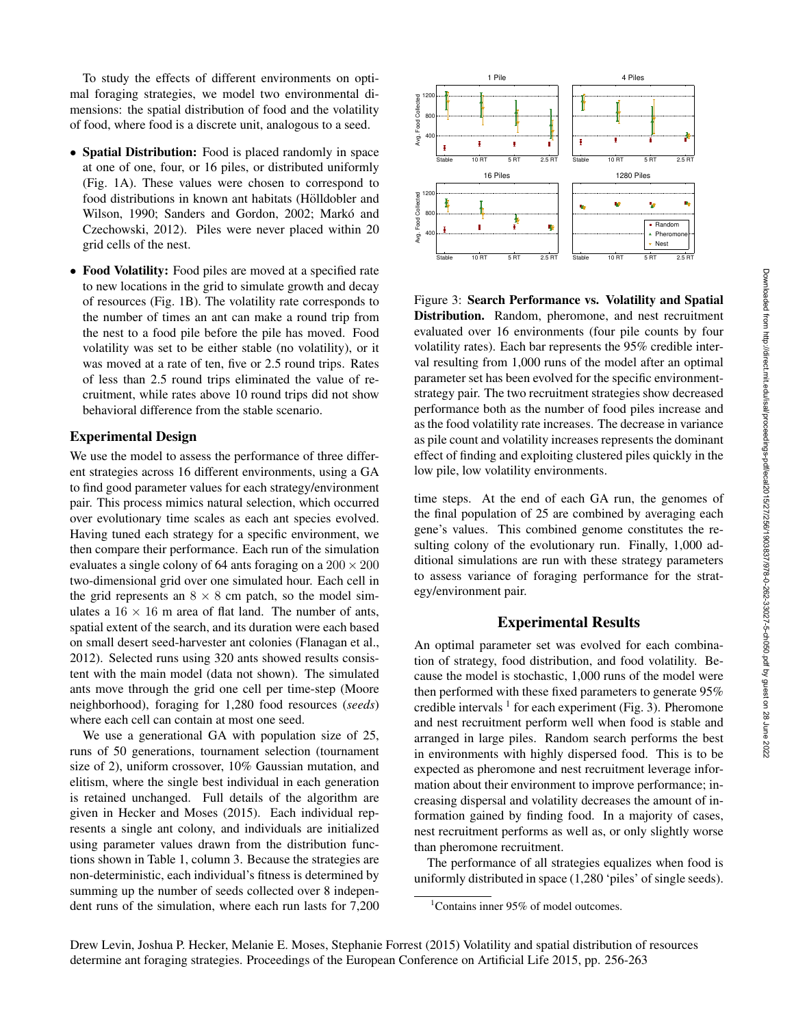To study the effects of different environments on optimal foraging strategies, we model two environmental dimensions: the spatial distribution of food and the volatility of food, where food is a discrete unit, analogous to a seed.

- **Spatial Distribution:** Food is placed randomly in space at one of one, four, or 16 piles, or distributed uniformly (Fig. 1A). These values were chosen to correspond to food distributions in known ant habitats (Hölldobler and Wilson, 1990; Sanders and Gordon, 2002; Markó and Czechowski, 2012). Piles were never placed within 20 grid cells of the nest.
- **Food Volatility:** Food piles are moved at a specified rate to new locations in the grid to simulate growth and decay of resources (Fig. 1B). The volatility rate corresponds to the number of times an ant can make a round trip from the nest to a food pile before the pile has moved. Food volatility was set to be either stable (no volatility), or it was moved at a rate of ten, five or 2.5 round trips. Rates of less than 2.5 round trips eliminated the value of recruitment, while rates above 10 round trips did not show behavioral difference from the stable scenario.

## Experimental Design

We use the model to assess the performance of three different strategies across 16 different environments, using a GA to find good parameter values for each strategy/environment pair. This process mimics natural selection, which occurred over evolutionary time scales as each ant species evolved. Having tuned each strategy for a specific environment, we then compare their performance. Each run of the simulation evaluates a single colony of 64 ants foraging on a $200 \times 200$ two-dimensional grid over one simulated hour. Each cell in the grid represents an $8 \times 8$ cm patch, so the model simulates a $16 \times 16$ m area of flat land. The number of ants, spatial extent of the search, and its duration were each based on small desert seed-harvester ant colonies (Flanagan et al., 2012). Selected runs using 320 ants showed results consistent with the main model (data not shown). The simulated ants move through the grid one cell per time-step (Moore neighborhood), foraging for 1,280 food resources (*seeds*) where each cell can contain at most one seed.

We use a generational GA with population size of 25, runs of 50 generations, tournament selection (tournament size of 2), uniform crossover, 10% Gaussian mutation, and elitism, where the single best individual in each generation is retained unchanged. Full details of the algorithm are given in Hecker and Moses (2015). Each individual represents a single ant colony, and individuals are initialized using parameter values drawn from the distribution functions shown in Table 1, column 3. Because the strategies are non-deterministic, each individual's fitness is determined by summing up the number of seeds collected over 8 independent runs of the simulation, where each run lasts for 7,200 time steps. At the end of each GA run, the genomes of the final population of 25 are combined by averaging each gene's values. This combined genome constitutes the resulting colony of the evolutionary run. Finally, 1,000 additional simulations are run with these strategy parameters to assess variance of foraging performance for the strategy/environment pair.

Figure 3: **Search Performance vs. Volatility and Spatial Distribution.** Random, pheromone, and nest recruitment evaluated over 16 environments (four pile counts by four volatility rates). Each bar represents the 95% credible interval resulting from 1,000 runs of the model after an optimal parameter set has been evolved for the specific environment-strategy pair. The two recruitment strategies show decreased performance both as the number of food piles increase and as the food volatility rate increases. The decrease in variance as pile count and volatility increases represents the dominant effect of finding and exploiting clustered piles quickly in the low pile, low volatility environments.

## Experimental Results

An optimal parameter set was evolved for each combination of strategy, food distribution, and food volatility. Because the model is stochastic, 1,000 runs of the model were then performed with these fixed parameters to generate 95% credible intervals [1] for each experiment (Fig. 3). Pheromone and nest recruitment perform well when food is stable and arranged in large piles. Random search performs the best in environments with highly dispersed food. This is to be expected as pheromone and nest recruitment leverage information about their environment to improve performance; increasing dispersal and volatility decreases the amount of information gained by finding food. In a majority of cases, nest recruitment performs as well as, or only slightly worse than pheromone recruitment.

The performance of all strategies equalizes when food is uniformly distributed in space (1,280 'piles' of single seeds).

[1] Contains inner 95% of model outcomes.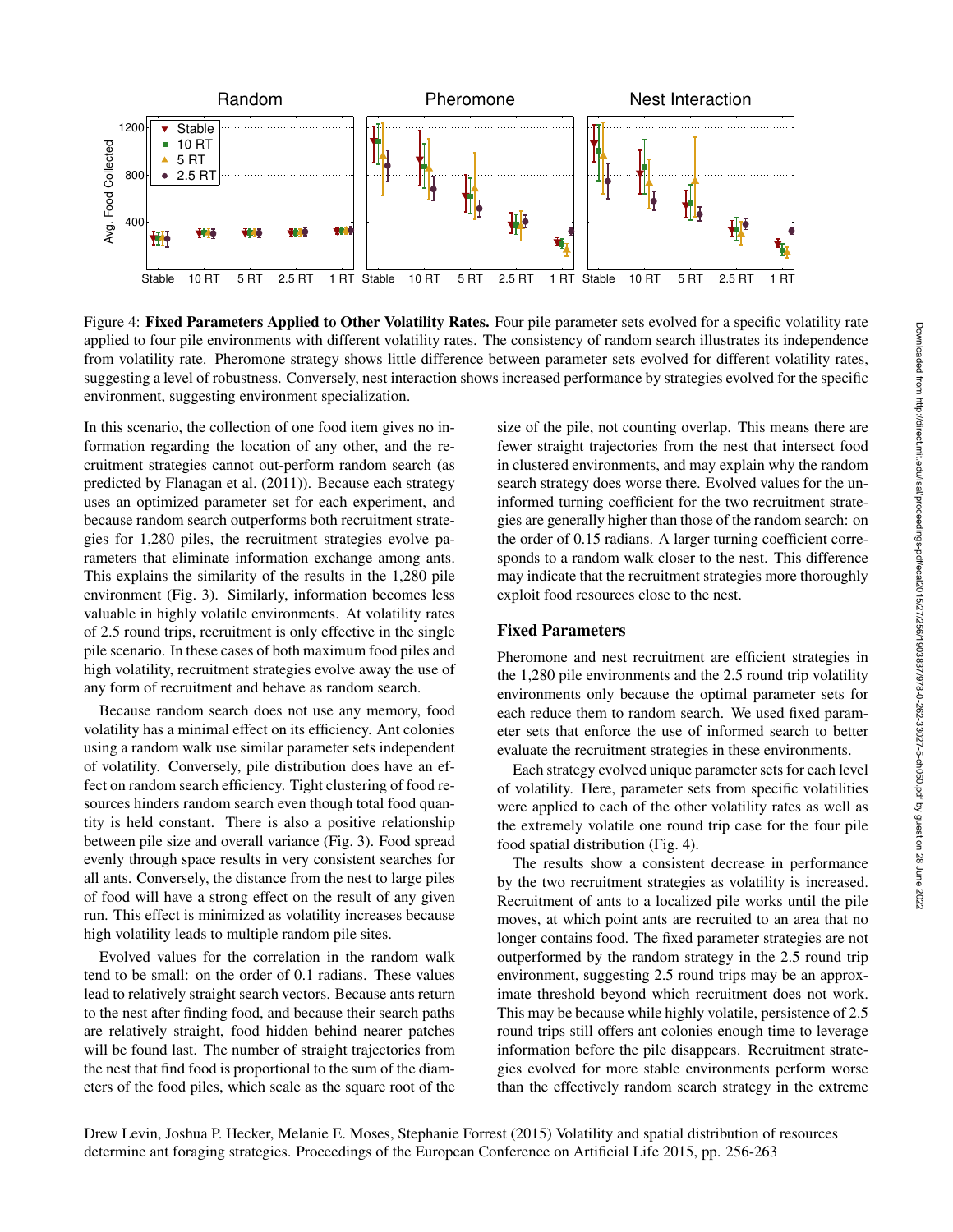Figure 4: **Fixed Parameters Applied to Other Volatility Rates.** Four pile parameter sets evolved for a specific volatility rate applied to four pile environments with different volatility rates. The consistency of random search illustrates its independence from volatility rate. Pheromone strategy shows little difference between parameter sets evolved for different volatility rates, suggesting a level of robustness. Conversely, nest interaction shows increased performance by strategies evolved for the specific environment, suggesting environment specialization.

In this scenario, the collection of one food item gives no information regarding the location of any other, and the recruitment strategies cannot out-perform random search (as predicted by Flanagan et al. (2011)). Because each strategy uses an optimized parameter set for each experiment, and because random search outperforms both recruitment strategies for 1,280 piles, the recruitment strategies evolve parameters that eliminate information exchange among ants. This explains the similarity of the results in the 1,280 pile environment (Fig. 3). Similarly, information becomes less valuable in highly volatile environments. At volatility rates of 2.5 round trips, recruitment is only effective in the single pile scenario. In these cases of both maximum food piles and high volatility, recruitment strategies evolve away the use of any form of recruitment and behave as random search.

Because random search does not use any memory, food volatility has a minimal effect on its efficiency. Ant colonies using a random walk use similar parameter sets independent of volatility. Conversely, pile distribution does have an effect on random search efficiency. Tight clustering of food resources hinders random search even though total food quantity is held constant. There is also a positive relationship between pile size and overall variance (Fig. 3). Food spread evenly through space results in very consistent searches for all ants. Conversely, the distance from the nest to large piles of food will have a strong effect on the result of any given run. This effect is minimized as volatility increases because high volatility leads to multiple random pile sites.

Evolved values for the correlation in the random walk tend to be small: on the order of 0.1 radians. These values lead to relatively straight search vectors. Because ants return to the nest after finding food, and because their search paths are relatively straight, food hidden behind nearer patches will be found last. The number of straight trajectories from the nest that find food is proportional to the sum of the diameters of the food piles, which scale as the square root of the size of the pile, not counting overlap. This means there are fewer straight trajectories from the nest that intersect food in clustered environments, and may explain why the random search strategy does worse there. Evolved values for the uninformed turning coefficient for the two recruitment strategies are generally higher than those of the random search: on the order of 0.15 radians. A larger turning coefficient corresponds to a random walk closer to the nest. This difference may indicate that the recruitment strategies more thoroughly exploit food resources close to the nest.

## Fixed Parameters

Pheromone and nest recruitment are efficient strategies in the 1,280 pile environments and the 2.5 round trip volatility environments only because the optimal parameter sets for each reduce them to random search. We used fixed parameter sets that enforce the use of informed search to better evaluate the recruitment strategies in these environments.

Each strategy evolved unique parameter sets for each level of volatility. Here, parameter sets from specific volatilities were applied to each of the other volatility rates as well as the extremely volatile one round trip case for the four pile food spatial distribution (Fig. 4).

The results show a consistent decrease in performance by the two recruitment strategies as volatility is increased. Recruitment of ants to a localized pile works until the pile moves, at which point ants are recruited to an area that no longer contains food. The fixed parameter strategies are not outperformed by the random strategy in the 2.5 round trip environment, suggesting 2.5 round trips may be an approximate threshold beyond which recruitment does not work. This may be because while highly volatile, persistence of 2.5 round trips still offers ant colonies enough time to leverage information before the pile disappears. Recruitment strategies evolved for more stable environments perform worse than the effectively random search strategy in the extreme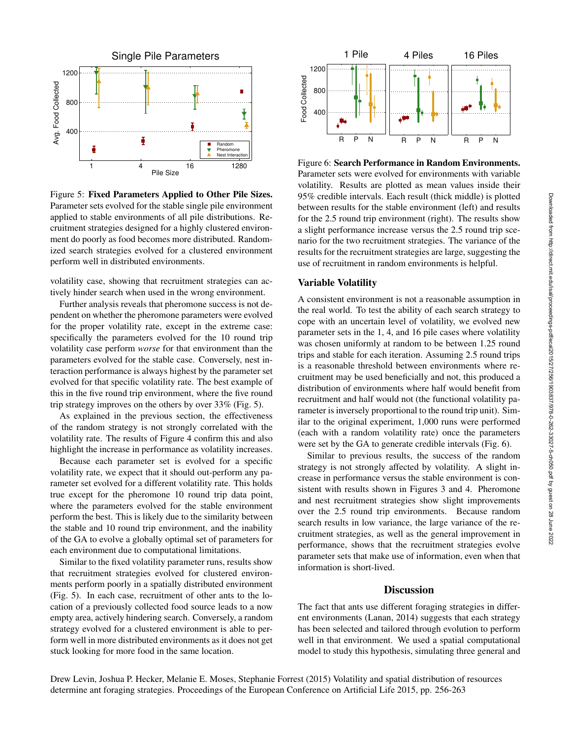Figure 5: **Fixed Parameters Applied to Other Pile Sizes.** Parameter sets evolved for the stable single pile environment applied to stable environments of all pile distributions. Recruitment strategies designed for a highly clustered environment do poorly as food becomes more distributed. Randomized search strategies evolved for a clustered environment perform well in distributed environments.

volatility case, showing that recruitment strategies can actively hinder search when used in the wrong environment.

Further analysis reveals that pheromone success is not dependent on whether the pheromone parameters were evolved for the proper volatility rate, except in the extreme case: specifically the parameters evolved for the 10 round trip volatility case perform *worse* for that environment than the parameters evolved for the stable case. Conversely, nest interaction performance is always highest by the parameter set evolved for that specific volatility rate. The best example of this in the five round trip environment, where the five round trip strategy improves on the others by over 33% (Fig. 5).

As explained in the previous section, the effectiveness of the random strategy is not strongly correlated with the volatility rate. The results of Figure 4 confirm this and also highlight the increase in performance as volatility increases.

Because each parameter set is evolved for a specific volatility rate, we expect that it should out-perform any parameter set evolved for a different volatility rate. This holds true except for the pheromone 10 round trip data point, where the parameters evolved for the stable environment perform the best. This is likely due to the similarity between the stable and 10 round trip environment, and the inability of the GA to evolve a globally optimal set of parameters for each environment due to computational limitations.

Similar to the fixed volatility parameter runs, results show that recruitment strategies evolved for clustered environments perform poorly in a spatially distributed environment (Fig. 5). In each case, recruitment of other ants to the location of a previously collected food source leads to a now empty area, actively hindering search. Conversely, a random strategy evolved for a clustered environment is able to perform well in more distributed environments as it does not get stuck looking for more food in the same location.

Figure 6: **Search Performance in Random Environments.** Parameter sets were evolved for environments with variable volatility. Results are plotted as mean values inside their 95% credible intervals. Each result (thick middle) is plotted between results for the stable environment (left) and results for the 2.5 round trip environment (right). The results show a slight performance increase versus the 2.5 round trip scenario for the two recruitment strategies. The variance of the results for the recruitment strategies are large, suggesting the use of recruitment in random environments is helpful.

## Variable Volatility

A consistent environment is not a reasonable assumption in the real world. To test the ability of each search strategy to cope with an uncertain level of volatility, we evolved new parameter sets in the 1, 4, and 16 pile cases where volatility was chosen uniformly at random to be between 1.25 round trips and stable for each iteration. Assuming 2.5 round trips is a reasonable threshold between environments where recruitment may be used beneficially and not, this produced a distribution of environments where half would benefit from recruitment and half would not (the functional volatility parameter is inversely proportional to the round trip unit). Similar to the original experiment, 1,000 runs were performed (each with a random volatility rate) once the parameters were set by the GA to generate credible intervals (Fig. 6).

Similar to previous results, the success of the random strategy is not strongly affected by volatility. A slight increase in performance versus the stable environment is consistent with results shown in Figures 3 and 4. Pheromone and nest recruitment strategies show slight improvements over the 2.5 round trip environments. Because random search results in low variance, the large variance of the recruitment strategies, as well as the general improvement in performance, shows that the recruitment strategies evolve parameter sets that make use of information, even when that information is short-lived.

## Discussion

The fact that ants use different foraging strategies in different environments (Lanan, 2014) suggests that each strategy has been selected and tailored through evolution to perform well in that environment. We used a spatial computational model to study this hypothesis, simulating three general and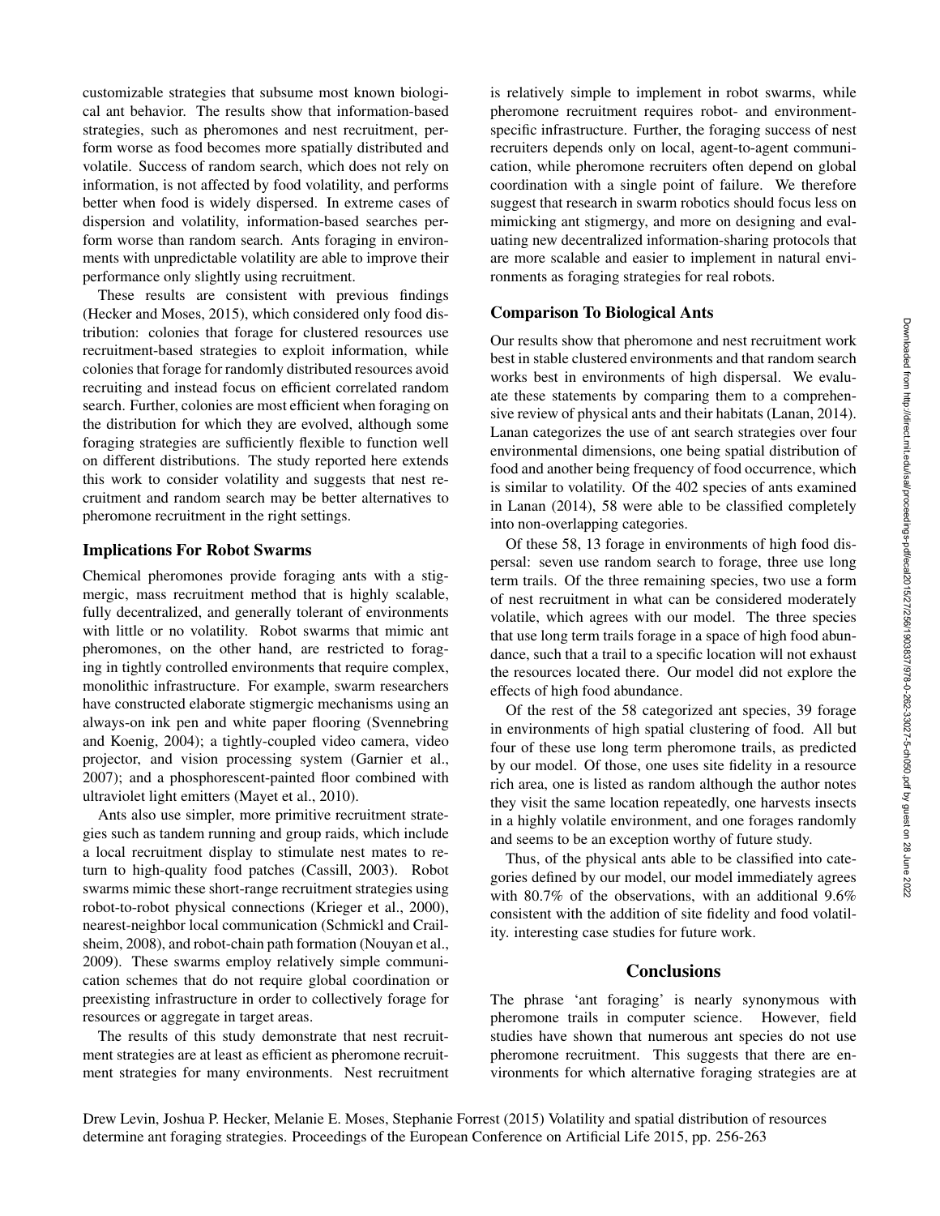customizable strategies that subsume most known biological ant behavior. The results show that information-based strategies, such as pheromones and nest recruitment, perform worse as food becomes more spatially distributed and volatile. Success of random search, which does not rely on information, is not affected by food volatility, and performs better when food is widely dispersed. In extreme cases of dispersion and volatility, information-based searches perform worse than random search. Ants foraging in environments with unpredictable volatility are able to improve their performance only slightly using recruitment.

These results are consistent with previous findings (Hecker and Moses, 2015), which considered only food distribution: colonies that forage for clustered resources use recruitment-based strategies to exploit information, while colonies that forage for randomly distributed resources avoid recruiting and instead focus on efficient correlated random search. Further, colonies are most efficient when foraging on the distribution for which they are evolved, although some foraging strategies are sufficiently flexible to function well on different distributions. The study reported here extends this work to consider volatility and suggests that nest recruitment and random search may be better alternatives to pheromone recruitment in the right settings.

## Implications For Robot Swarms

Chemical pheromones provide foraging ants with a stigmergic, mass recruitment method that is highly scalable, fully decentralized, and generally tolerant of environments with little or no volatility. Robot swarms that mimic ant pheromones, on the other hand, are restricted to foraging in tightly controlled environments that require complex, monolithic infrastructure. For example, swarm researchers have constructed elaborate stigmergic mechanisms using an always-on ink pen and white paper flooring (Svennebring and Koenig, 2004); a tightly-coupled video camera, video projector, and vision processing system (Garnier et al., 2007); and a phosphorescent-painted floor combined with ultraviolet light emitters (Mayet et al., 2010).

Ants also use simpler, more primitive recruitment strategies such as tandem running and group raids, which include a local recruitment display to stimulate nest mates to return to high-quality food patches (Cassill, 2003). Robot swarms mimic these short-range recruitment strategies using robot-to-robot physical connections (Krieger et al., 2000), nearest-neighbor local communication (Schmickl and Crailsheim, 2008), and robot-chain path formation (Nouyan et al., 2009). These swarms employ relatively simple communication schemes that do not require global coordination or preexisting infrastructure in order to collectively forage for resources or aggregate in target areas.

The results of this study demonstrate that nest recruitment strategies are at least as efficient as pheromone recruitment strategies for many environments. Nest recruitment is relatively simple to implement in robot swarms, while pheromone recruitment requires robot- and environment-specific infrastructure. Further, the foraging success of nest recruiters depends only on local, agent-to-agent communication, while pheromone recruiters often depend on global coordination with a single point of failure. We therefore suggest that research in swarm robotics should focus less on mimicking ant stigmergy, and more on designing and evaluating new decentralized information-sharing protocols that are more scalable and easier to implement in natural environments as foraging strategies for real robots.

## Comparison To Biological Ants

Our results show that pheromone and nest recruitment work best in stable clustered environments and that random search works best in environments of high dispersal. We evaluate these statements by comparing them to a comprehensive review of physical ants and their habitats (Lanan, 2014). Lanan categorizes the use of ant search strategies over four environmental dimensions, one being spatial distribution of food and another being frequency of food occurrence, which is similar to volatility. Of the 402 species of ants examined in Lanan (2014), 58 were able to be classified completely into non-overlapping categories.

Of these 58, 13 forage in environments of high food dispersal: seven use random search to forage, three use long term trails. Of the three remaining species, two use a form of nest recruitment in what can be considered moderately volatile, which agrees with our model. The three species that use long term trails forage in a space of high food abundance, such that a trail to a specific location will not exhaust the resources located there. Our model did not explore the effects of high food abundance.

Of the rest of the 58 categorized ant species, 39 forage in environments of high spatial clustering of food. All but four of these use long term pheromone trails, as predicted by our model. Of those, one uses site fidelity in a resource rich area, one is listed as random although the author notes they visit the same location repeatedly, one harvests insects in a highly volatile environment, and one forages randomly and seems to be an exception worthy of future study.

Thus, of the physical ants able to be classified into categories defined by our model, our model immediately agrees with 80.7% of the observations, with an additional 9.6% consistent with the addition of site fidelity and food volatility. interesting case studies for future work.

## Conclusions

The phrase 'ant foraging' is nearly synonymous with pheromone trails in computer science. However, field studies have shown that numerous ant species do not use pheromone recruitment. This suggests that there are environments for which alternative foraging strategies are at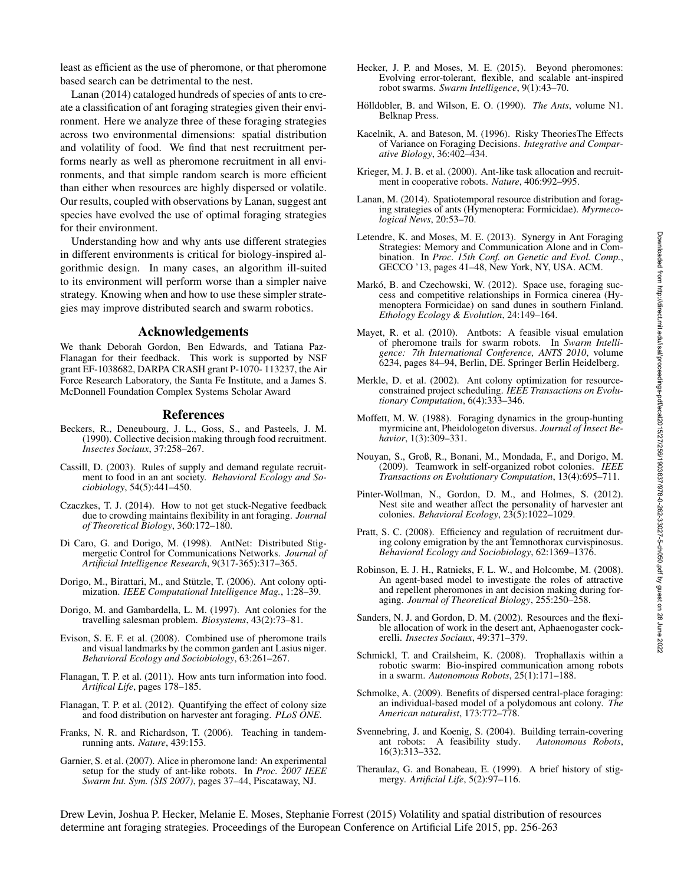least as efficient as the use of pheromone, or that pheromone based search can be detrimental to the nest.

Lanan (2014) cataloged hundreds of species of ants to create a classification of ant foraging strategies given their environment. Here we analyze three of these foraging strategies across two environmental dimensions: spatial distribution and volatility of food. We find that nest recruitment performs nearly as well as pheromone recruitment in all environments, and that simple random search is more efficient than either when resources are highly dispersed or volatile. Our results, coupled with observations by Lanan, suggest ant species have evolved the use of optimal foraging strategies for their environment.

Understanding how and why ants use different strategies in different environments is critical for biology-inspired algorithmic design. In many cases, an algorithm ill-suited to its environment will perform worse than a simpler naive strategy. Knowing when and how to use these simpler strategies may improve distributed search and swarm robotics.

## Acknowledgements

We thank Deborah Gordon, Ben Edwards, and Tatiana Paz-Flanagan for their feedback. This work is supported by NSF grant EF-1038682, DARPA CRASH grant P-1070- 113237, the Air Force Research Laboratory, the Santa Fe Institute, and a James S. McDonnell Foundation Complex Systems Scholar Award

## References

Beckers, R., Deneubourg, J. L., Goss, S., and Pasteels, J. M. (1990). Collective decision making through food recruitment. *Insectes Sociaux*, 37:258–267.

Cassill, D. (2003). Rules of supply and demand regulate recruitment to food in an ant society. *Behavioral Ecology and Sociobiology*, 54(5):441–450.

Czaczkes, T. J. (2014). How to not get stuck-Negative feedback due to crowding maintains flexibility in ant foraging. *Journal of Theoretical Biology*, 360:172–180.

Di Caro, G. and Dorigo, M. (1998). AntNet: Distributed Stigmergetic Control for Communications Networks. *Journal of Artificial Intelligence Research*, 9(317-365):317–365.

Dorigo, M., Birattari, M., and Stützle, T. (2006). Ant colony optimization. *IEEE Computational Intelligence Mag.*, 1:28–39.

Dorigo, M. and Gambardella, L. M. (1997). Ant colonies for the travelling salesman problem. *Biosystems*, 43(2):73–81.

Evison, S. E. F. et al. (2008). Combined use of pheromone trails and visual landmarks by the common garden ant Lasius niger. *Behavioral Ecology and Sociobiology*, 63:261–267.

Flanagan, T. P. et al. (2011). How ants turn information into food. *Artifical Life*, pages 178–185.

Flanagan, T. P. et al. (2012). Quantifying the effect of colony size and food distribution on harvester ant foraging. *PLoS ONE*.

Franks, N. R. and Richardson, T. (2006). Teaching in tandem-running ants. *Nature*, 439:153.

Garnier, S. et al. (2007). Alice in pheromone land: An experimental setup for the study of ant-like robots. In *Proc. 2007 IEEE Swarm Int. Sym. (SIS 2007)*, pages 37–44, Piscataway, NJ.

Hecker, J. P. and Moses, M. E. (2015). Beyond pheromones: Evolving error-tolerant, flexible, and scalable ant-inspired robot swarms. *Swarm Intelligence*, 9(1):43–70.

Hölldobler, B. and Wilson, E. O. (1990). *The Ants*, volume N1. Belknap Press.

Kacelnik, A. and Bateson, M. (1996). Risky TheoriesThe Effects of Variance on Foraging Decisions. *Integrative and Comparative Biology*, 36:402–434.

Krieger, M. J. B. et al. (2000). Ant-like task allocation and recruitment in cooperative robots. *Nature*, 406:992–995.

Lanan, M. (2014). Spatiotemporal resource distribution and foraging strategies of ants (Hymenoptera: Formicidae). *Myrmecological News*, 20:53–70.

Letendre, K. and Moses, M. E. (2013). Synergy in Ant Foraging Strategies: Memory and Communication Alone and in Combination. In *Proc. 15th Conf. on Genetic and Evol. Comp.*, GECCO '13, pages 41–48, New York, NY, USA. ACM.

Markó, B. and Czechowski, W. (2012). Space use, foraging success and competitive relationships in Formica cinerea (Hymenoptera Formicidae) on sand dunes in southern Finland. *Ethology Ecology & Evolution*, 24:149–164.

Mayet, R. et al. (2010). Antbots: A feasible visual emulation of pheromone trails for swarm robots. In *Swarm Intelligence: 7th International Conference, ANTS 2010*, volume 6234, pages 84–94, Berlin, DE. Springer Berlin Heidelberg.

Merkle, D. et al. (2002). Ant colony optimization for resource-constrained project scheduling. *IEEE Transactions on Evolutionary Computation*, 6(4):333–346.

Moffett, M. W. (1988). Foraging dynamics in the group-hunting myrmicine ant, Pheidologeton diversus. *Journal of Insect Behavior*, 1(3):309–331.

Nouyan, S., Groß, R., Bonani, M., Mondada, F., and Dorigo, M. (2009). Teamwork in self-organized robot colonies. *IEEE Transactions on Evolutionary Computation*, 13(4):695–711.

Pinter-Wollman, N., Gordon, D. M., and Holmes, S. (2012). Nest site and weather affect the personality of harvester ant colonies. *Behavioral Ecology*, 23(5):1022–1029.

Pratt, S. C. (2008). Efficiency and regulation of recruitment during colony emigration by the ant Temnothorax curvispinosus. *Behavioral Ecology and Sociobiology*, 62:1369–1376.

Robinson, E. J. H., Ratnieks, F. L. W., and Holcombe, M. (2008). An agent-based model to investigate the roles of attractive and repellent pheromones in ant decision making during foraging. *Journal of Theoretical Biology*, 255:250–258.

Sanders, N. J. and Gordon, D. M. (2002). Resources and the flexible allocation of work in the desert ant, Aphaenogaster cockerelli. *Insectes Sociaux*, 49:371–379.

Schmickl, T. and Crailsheim, K. (2008). Trophallaxis within a robotic swarm: Bio-inspired communication among robots in a swarm. *Autonomous Robots*, 25(1):171–188.

Schmolke, A. (2009). Benefits of dispersed central-place foraging: an individual-based model of a polydomous ant colony. *The American naturalist*, 173:772–778.

Svennebring, J. and Koenig, S. (2004). Building terrain-covering ant robots: A feasibility study. *Autonomous Robots*, 16(3):313–332.

Theraulaz, G. and Bonabeau, E. (1999). A brief history of stigmergy. *Artificial Life*, 5(2):97–116.

Drew Levin, Joshua P. Hecker, Melanie E. Moses, Stephanie Forrest (2015) Volatility and spatial distribution of resources determine ant foraging strategies. Proceedings of the European Conference on Artificial Life 2015, pp. 256-263